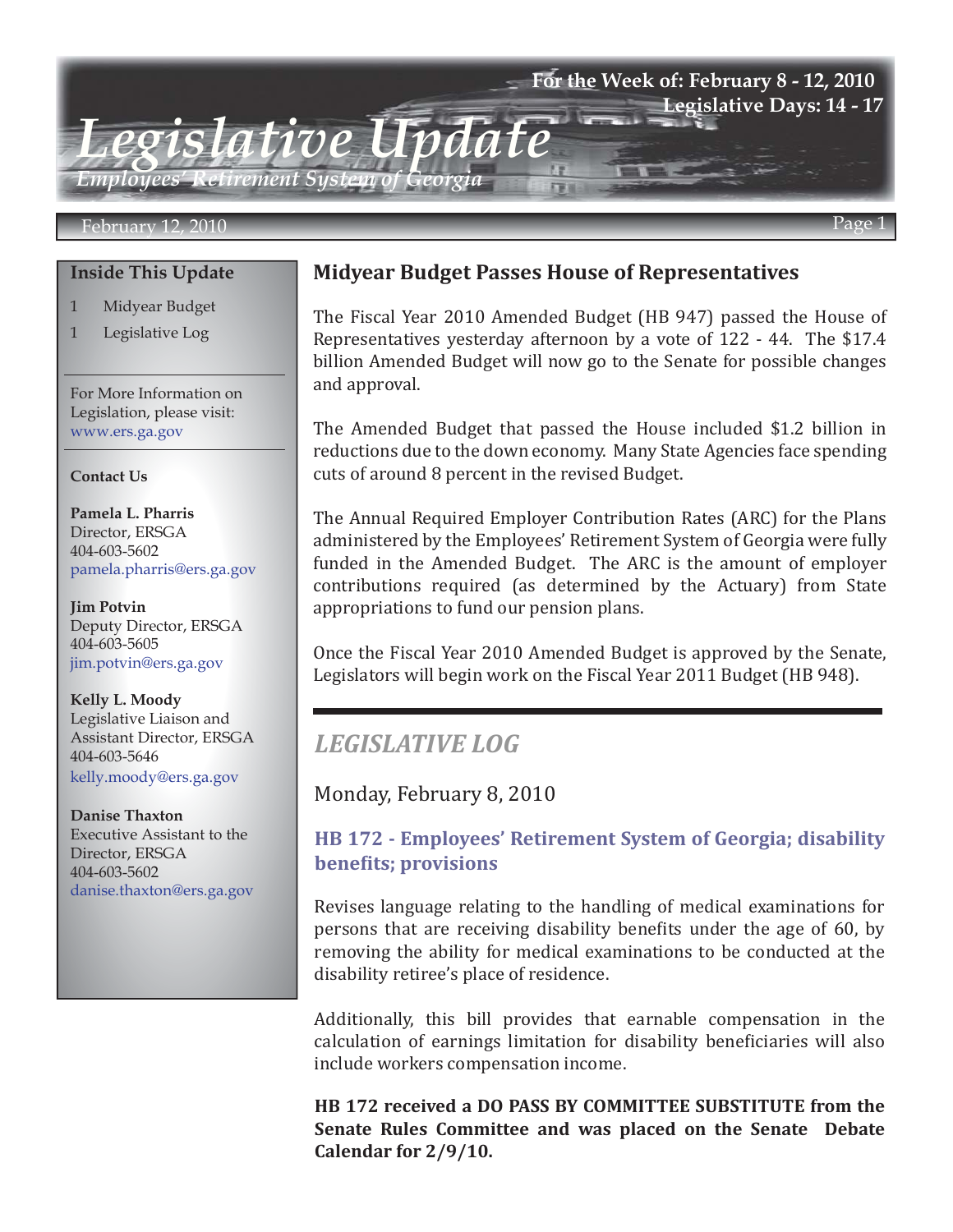# Legislative Update

*Employees' Retirement System of Georgia*

**For the Week of: February 8 - 12, 2010**
**Legislative Days: 14 - 17**

February 12, 2010

**Inside This Update**

1 Midyear Budget

1 Legislative Log

For More Information on Legislation, please visit: www.ers.ga.gov

**Contact Us**

**Pamela L. Pharris**
Director, ERSGA
404-603-5602
pamela.pharris@ers.ga.gov

**Jim Potvin**
Deputy Director, ERSGA
404-603-5605
jim.potvin@ers.ga.gov

**Kelly L. Moody**
Legislative Liaison and Assistant Director, ERSGA
404-603-5646
kelly.moody@ers.ga.gov

**Danise Thaxton**
Executive Assistant to the Director, ERSGA
404-603-5602
danise.thaxton@ers.ga.gov

## Midyear Budget Passes House of Representatives

The Fiscal Year 2010 Amended Budget (HB 947) passed the House of Representatives yesterday afternoon by a vote of 122 - 44. The $17.4 billion Amended Budget will now go to the Senate for possible changes and approval.

The Amended Budget that passed the House included $1.2 billion in reductions due to the down economy. Many State Agencies face spending cuts of around 8 percent in the revised Budget.

The Annual Required Employer Contribution Rates (ARC) for the Plans administered by the Employees' Retirement System of Georgia were fully funded in the Amended Budget. The ARC is the amount of employer contributions required (as determined by the Actuary) from State appropriations to fund our pension plans.

Once the Fiscal Year 2010 Amended Budget is approved by the Senate, Legislators will begin work on the Fiscal Year 2011 Budget (HB 948).

## *LEGISLATIVE LOG*

Monday, February 8, 2010

### HB 172 - Employees' Retirement System of Georgia; disability benefits; provisions

Revises language relating to the handling of medical examinations for persons that are receiving disability benefits under the age of 60, by removing the ability for medical examinations to be conducted at the disability retiree's place of residence.

Additionally, this bill provides that earnable compensation in the calculation of earnings limitation for disability beneficiaries will also include workers compensation income.

**HB 172 received a DO PASS BY COMMITTEE SUBSTITUTE from the Senate Rules Committee and was placed on the Senate Debate Calendar for 2/9/10.**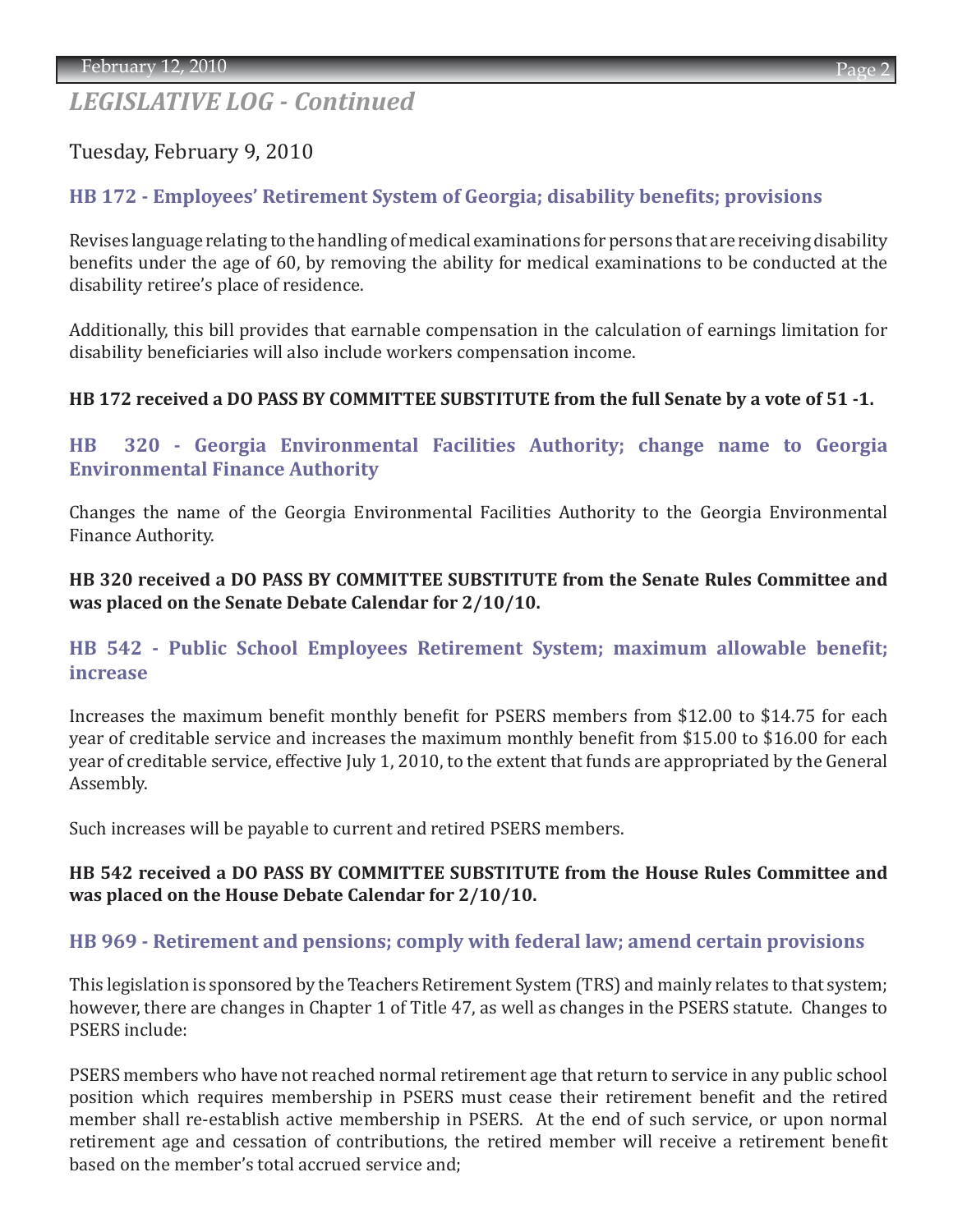## *LEGISLATIVE LOG - Continued*

Tuesday, February 9, 2010

### HB 172 - Employees' Retirement System of Georgia; disability benefits; provisions

Revises language relating to the handling of medical examinations for persons that are receiving disability benefits under the age of 60, by removing the ability for medical examinations to be conducted at the disability retiree's place of residence.

Additionally, this bill provides that earnable compensation in the calculation of earnings limitation for disability beneficiaries will also include workers compensation income.

**HB 172 received a DO PASS BY COMMITTEE SUBSTITUTE from the full Senate by a vote of 51 -1.**

### HB 320 - Georgia Environmental Facilities Authority; change name to Georgia Environmental Finance Authority

Changes the name of the Georgia Environmental Facilities Authority to the Georgia Environmental Finance Authority.

**HB 320 received a DO PASS BY COMMITTEE SUBSTITUTE from the Senate Rules Committee and was placed on the Senate Debate Calendar for 2/10/10.**

### HB 542 - Public School Employees Retirement System; maximum allowable benefit; increase

Increases the maximum benefit monthly benefit for PSERS members from $12.00 to $14.75 for each year of creditable service and increases the maximum monthly benefit from $15.00 to $16.00 for each year of creditable service, effective July 1, 2010, to the extent that funds are appropriated by the General Assembly.

Such increases will be payable to current and retired PSERS members.

**HB 542 received a DO PASS BY COMMITTEE SUBSTITUTE from the House Rules Committee and was placed on the House Debate Calendar for 2/10/10.**

### HB 969 - Retirement and pensions; comply with federal law; amend certain provisions

This legislation is sponsored by the Teachers Retirement System (TRS) and mainly relates to that system; however, there are changes in Chapter 1 of Title 47, as well as changes in the PSERS statute. Changes to PSERS include:

PSERS members who have not reached normal retirement age that return to service in any public school position which requires membership in PSERS must cease their retirement benefit and the retired member shall re-establish active membership in PSERS. At the end of such service, or upon normal retirement age and cessation of contributions, the retired member will receive a retirement benefit based on the member's total accrued service and;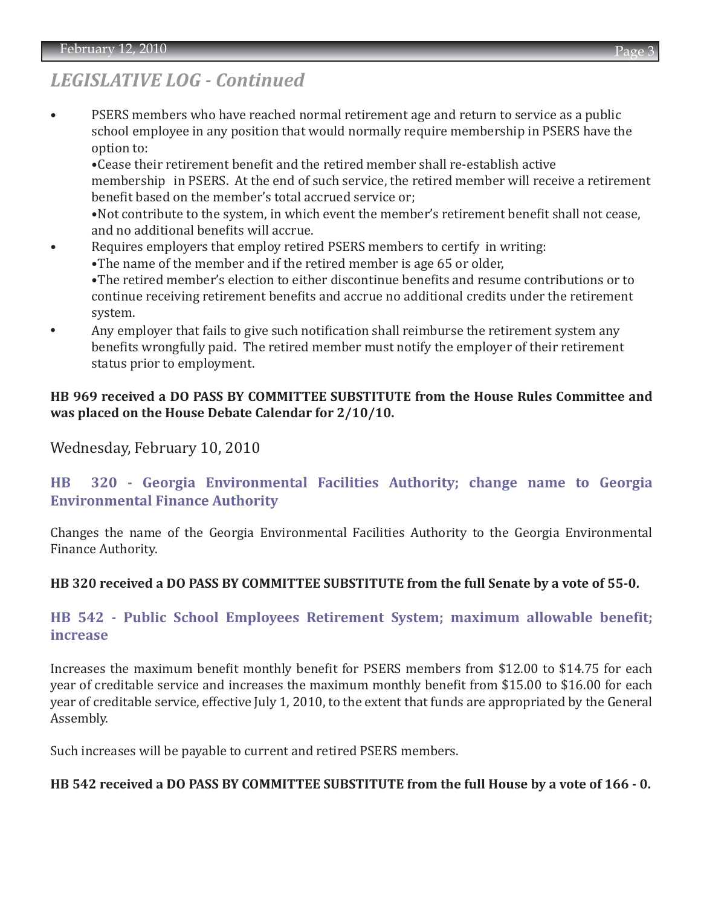## *LEGISLATIVE LOG - Continued*

- PSERS members who have reached normal retirement age and return to service as a public school employee in any position that would normally require membership in PSERS have the option to:
  - Cease their retirement benefit and the retired member shall re-establish active membership in PSERS. At the end of such service, the retired member will receive a retirement benefit based on the member's total accrued service or;
  - Not contribute to the system, in which event the member's retirement benefit shall not cease, and no additional benefits will accrue.
- Requires employers that employ retired PSERS members to certify in writing:
  - The name of the member and if the retired member is age 65 or older,
  - The retired member's election to either discontinue benefits and resume contributions or to continue receiving retirement benefits and accrue no additional credits under the retirement system.
- Any employer that fails to give such notification shall reimburse the retirement system any benefits wrongfully paid. The retired member must notify the employer of their retirement status prior to employment.

**HB 969 received a DO PASS BY COMMITTEE SUBSTITUTE from the House Rules Committee and was placed on the House Debate Calendar for 2/10/10.**

Wednesday, February 10, 2010

### HB 320 - Georgia Environmental Facilities Authority; change name to Georgia Environmental Finance Authority

Changes the name of the Georgia Environmental Facilities Authority to the Georgia Environmental Finance Authority.

**HB 320 received a DO PASS BY COMMITTEE SUBSTITUTE from the full Senate by a vote of 55-0.**

### HB 542 - Public School Employees Retirement System; maximum allowable benefit; increase

Increases the maximum benefit monthly benefit for PSERS members from $12.00 to $14.75 for each year of creditable service and increases the maximum monthly benefit from $15.00 to $16.00 for each year of creditable service, effective July 1, 2010, to the extent that funds are appropriated by the General Assembly.

Such increases will be payable to current and retired PSERS members.

**HB 542 received a DO PASS BY COMMITTEE SUBSTITUTE from the full House by a vote of 166 - 0.**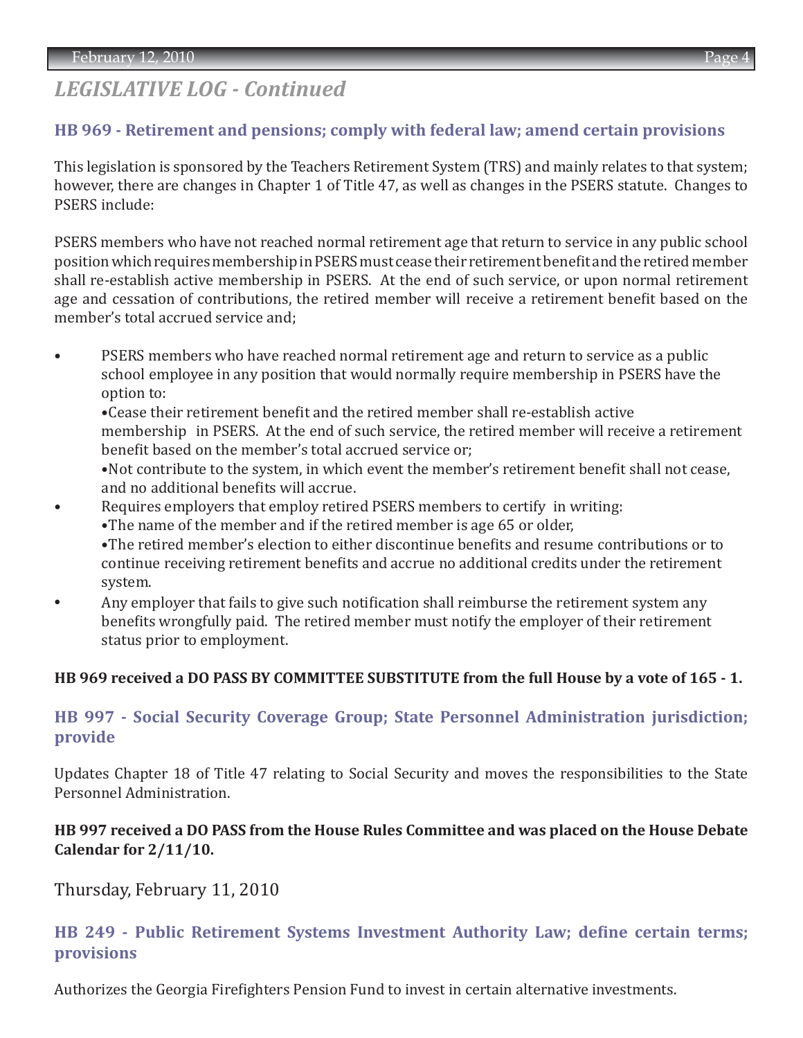## *LEGISLATIVE LOG - Continued*

### HB 969 - Retirement and pensions; comply with federal law; amend certain provisions

This legislation is sponsored by the Teachers Retirement System (TRS) and mainly relates to that system; however, there are changes in Chapter 1 of Title 47, as well as changes in the PSERS statute. Changes to PSERS include:

PSERS members who have not reached normal retirement age that return to service in any public school position which requires membership in PSERS must cease their retirement benefit and the retired member shall re-establish active membership in PSERS. At the end of such service, or upon normal retirement age and cessation of contributions, the retired member will receive a retirement benefit based on the member's total accrued service and;

- PSERS members who have reached normal retirement age and return to service as a public school employee in any position that would normally require membership in PSERS have the option to:
  - Cease their retirement benefit and the retired member shall re-establish active membership in PSERS. At the end of such service, the retired member will receive a retirement benefit based on the member's total accrued service or;
  - Not contribute to the system, in which event the member's retirement benefit shall not cease, and no additional benefits will accrue.
- Requires employers that employ retired PSERS members to certify in writing:
  - The name of the member and if the retired member is age 65 or older,
  - The retired member's election to either discontinue benefits and resume contributions or to continue receiving retirement benefits and accrue no additional credits under the retirement system.
- Any employer that fails to give such notification shall reimburse the retirement system any benefits wrongfully paid. The retired member must notify the employer of their retirement status prior to employment.

**HB 969 received a DO PASS BY COMMITTEE SUBSTITUTE from the full House by a vote of 165 - 1.**

### HB 997 - Social Security Coverage Group; State Personnel Administration jurisdiction; provide

Updates Chapter 18 of Title 47 relating to Social Security and moves the responsibilities to the State Personnel Administration.

**HB 997 received a DO PASS from the House Rules Committee and was placed on the House Debate Calendar for 2/11/10.**

## Thursday, February 11, 2010

### HB 249 - Public Retirement Systems Investment Authority Law; define certain terms; provisions

Authorizes the Georgia Firefighters Pension Fund to invest in certain alternative investments.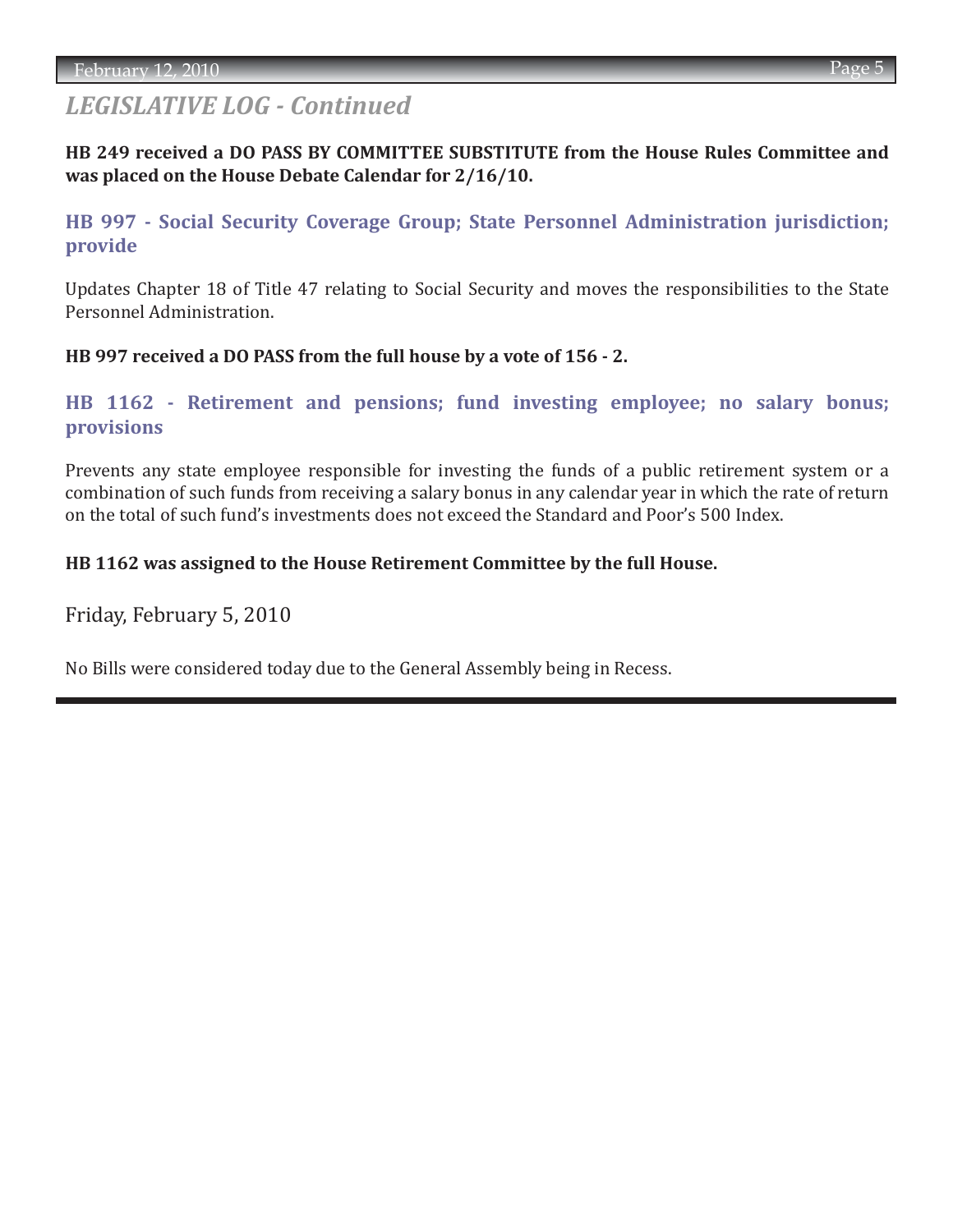## LEGISLATIVE LOG - Continued

**HB 249 received a DO PASS BY COMMITTEE SUBSTITUTE from the House Rules Committee and was placed on the House Debate Calendar for 2/16/10.**

### HB 997 - Social Security Coverage Group; State Personnel Administration jurisdiction; provide

Updates Chapter 18 of Title 47 relating to Social Security and moves the responsibilities to the State Personnel Administration.

**HB 997 received a DO PASS from the full house by a vote of 156 - 2.**

### HB 1162 - Retirement and pensions; fund investing employee; no salary bonus; provisions

Prevents any state employee responsible for investing the funds of a public retirement system or a combination of such funds from receiving a salary bonus in any calendar year in which the rate of return on the total of such fund's investments does not exceed the Standard and Poor's 500 Index.

**HB 1162 was assigned to the House Retirement Committee by the full House.**

Friday, February 5, 2010

No Bills were considered today due to the General Assembly being in Recess.